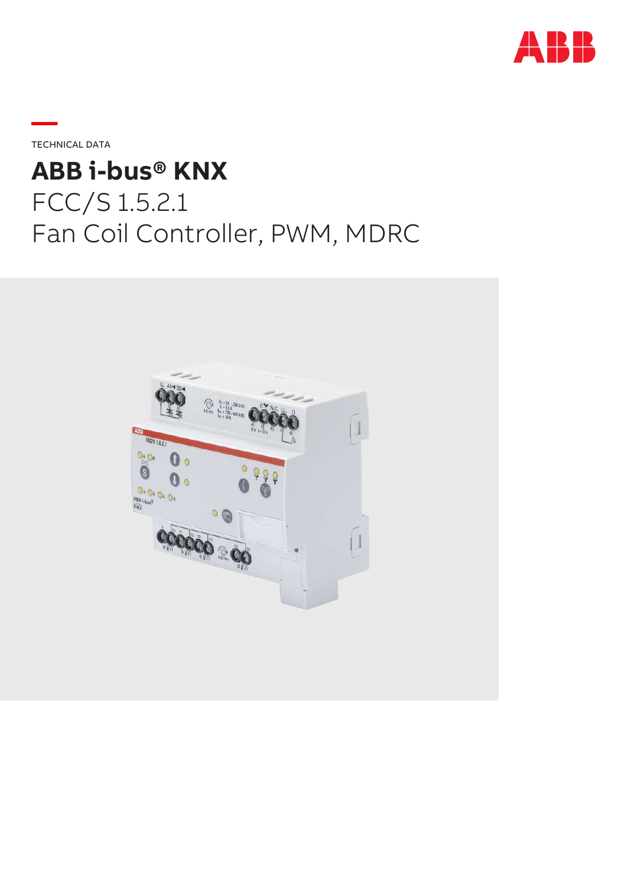TECHNICAL DATA

# ABB i-bus® KNX

## FCC/S 1.5.2.1
## Fan Coil Controller, PWM, MDRC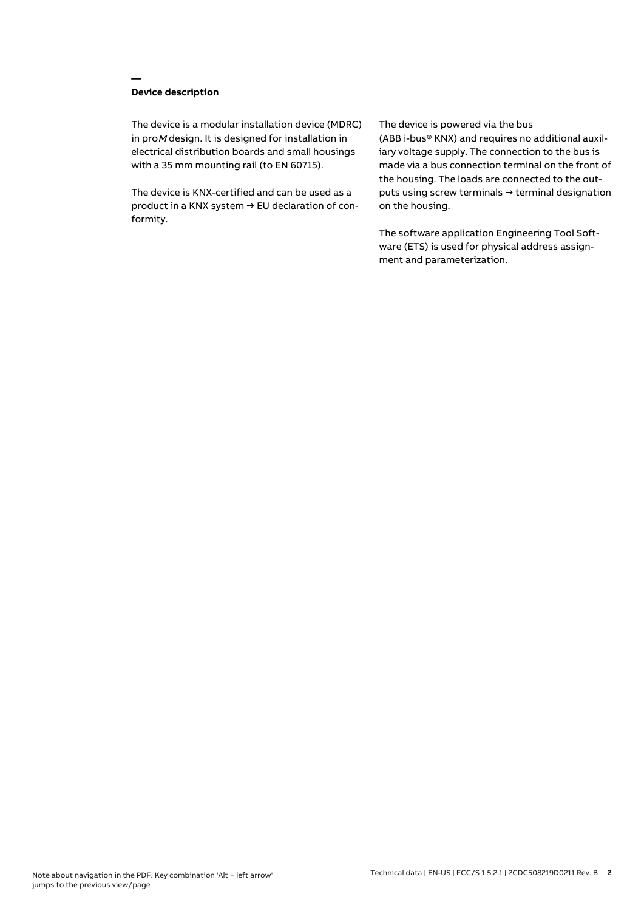## Device description

The device is a modular installation device (MDRC) in pro*M* design. It is designed for installation in electrical distribution boards and small housings with a 35 mm mounting rail (to EN 60715).

The device is KNX-certified and can be used as a product in a KNX system → EU declaration of conformity.

The device is powered via the bus (ABB i-bus® KNX) and requires no additional auxiliary voltage supply. The connection to the bus is made via a bus connection terminal on the front of the housing. The loads are connected to the outputs using screw terminals → terminal designation on the housing.

The software application Engineering Tool Software (ETS) is used for physical address assignment and parameterization.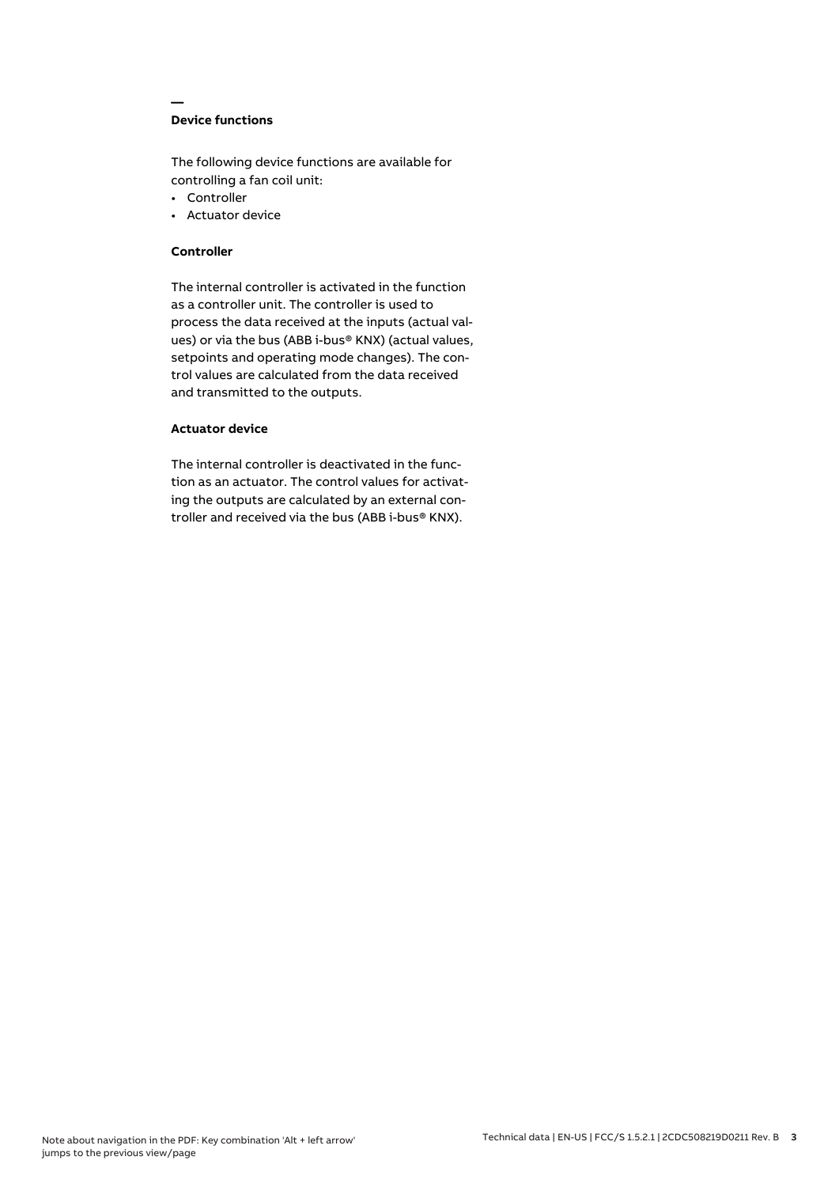## Device functions

The following device functions are available for controlling a fan coil unit:

- Controller
- Actuator device

### Controller

The internal controller is activated in the function as a controller unit. The controller is used to process the data received at the inputs (actual values) or via the bus (ABB i-bus® KNX) (actual values, setpoints and operating mode changes). The control values are calculated from the data received and transmitted to the outputs.

### Actuator device

The internal controller is deactivated in the function as an actuator. The control values for activating the outputs are calculated by an external controller and received via the bus (ABB i-bus® KNX).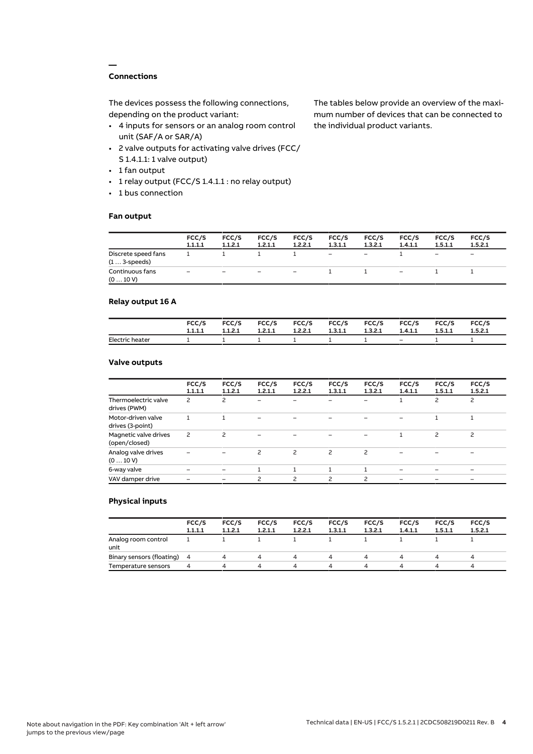## Connections

The devices possess the following connections, depending on the product variant:

- 4 inputs for sensors or an analog room control unit (SAF/A or SAR/A)
- 2 valve outputs for activating valve drives (FCC/S 1.4.1.1: 1 valve output)
- 1 fan output
- 1 relay output (FCC/S 1.4.1.1 : no relay output)
- 1 bus connection

The tables below provide an overview of the maximum number of devices that can be connected to the individual product variants.

### Fan output

| | FCC/S 1.1.1.1 | FCC/S 1.1.2.1 | FCC/S 1.2.1.1 | FCC/S 1.2.2.1 | FCC/S 1.3.1.1 | FCC/S 1.3.2.1 | FCC/S 1.4.1.1 | FCC/S 1.5.1.1 | FCC/S 1.5.2.1 |
|---|---|---|---|---|---|---|---|---|---|
| Discrete speed fans (1 … 3-speeds) | 1 | 1 | 1 | 1 | – | – | 1 | – | – |
| Continuous fans (0 … 10 V) | – | – | – | – | 1 | 1 | – | 1 | 1 |

### Relay output 16 A

| | FCC/S 1.1.1.1 | FCC/S 1.1.2.1 | FCC/S 1.2.1.1 | FCC/S 1.2.2.1 | FCC/S 1.3.1.1 | FCC/S 1.3.2.1 | FCC/S 1.4.1.1 | FCC/S 1.5.1.1 | FCC/S 1.5.2.1 |
|---|---|---|---|---|---|---|---|---|---|
| Electric heater | 1 | 1 | 1 | 1 | 1 | 1 | – | 1 | 1 |

### Valve outputs

| | FCC/S 1.1.1.1 | FCC/S 1.1.2.1 | FCC/S 1.2.1.1 | FCC/S 1.2.2.1 | FCC/S 1.3.1.1 | FCC/S 1.3.2.1 | FCC/S 1.4.1.1 | FCC/S 1.5.1.1 | FCC/S 1.5.2.1 |
|---|---|---|---|---|---|---|---|---|---|
| Thermoelectric valve drives (PWM) | 2 | 2 | – | – | – | – | 1 | 2 | 2 |
| Motor-driven valve drives (3-point) | 1 | 1 | – | – | – | – | – | 1 | 1 |
| Magnetic valve drives (open/closed) | 2 | 2 | – | – | – | – | 1 | 2 | 2 |
| Analog valve drives (0 … 10 V) | – | – | 2 | 2 | 2 | 2 | – | – | – |
| 6-way valve | – | – | 1 | 1 | 1 | 1 | – | – | – |
| VAV damper drive | – | – | 2 | 2 | 2 | 2 | – | – | – |

### Physical inputs

| | FCC/S 1.1.1.1 | FCC/S 1.1.2.1 | FCC/S 1.2.1.1 | FCC/S 1.2.2.1 | FCC/S 1.3.1.1 | FCC/S 1.3.2.1 | FCC/S 1.4.1.1 | FCC/S 1.5.1.1 | FCC/S 1.5.2.1 |
|---|---|---|---|---|---|---|---|---|---|
| Analog room control unit | 1 | 1 | 1 | 1 | 1 | 1 | 1 | 1 | 1 |
| Binary sensors (floating) | 4 | 4 | 4 | 4 | 4 | 4 | 4 | 4 | 4 |
| Temperature sensors | 4 | 4 | 4 | 4 | 4 | 4 | 4 | 4 | 4 |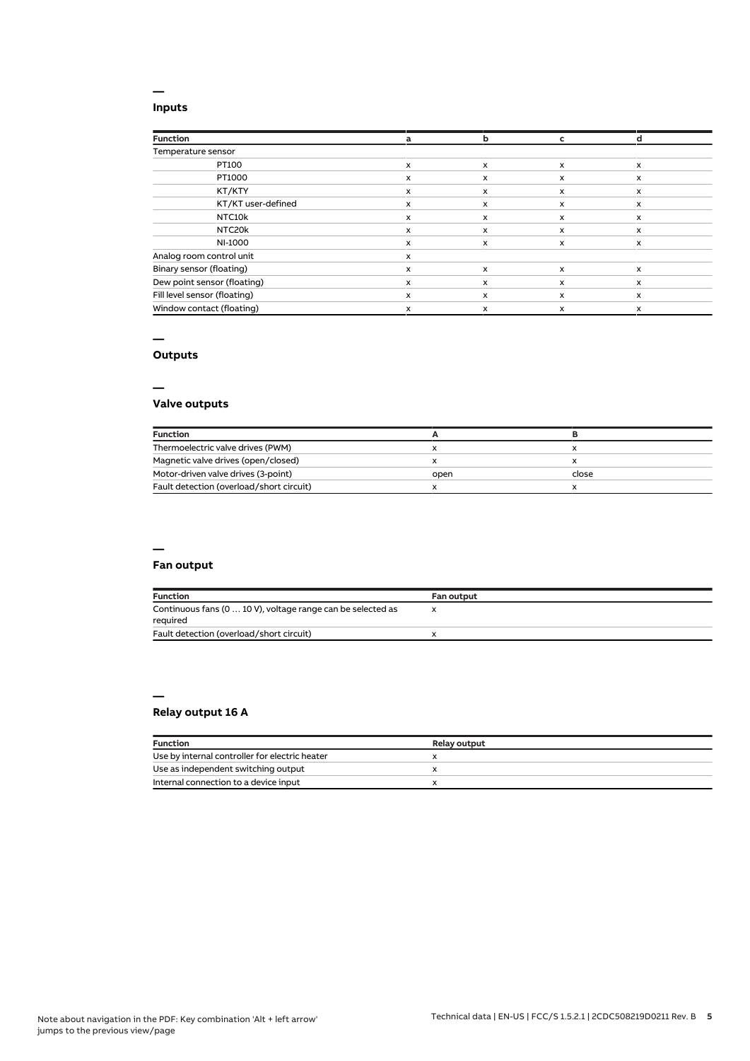## Inputs

| Function | a | b | c | d |
|---|---|---|---|---|
| Temperature sensor | | | | |
| PT100 | x | x | x | x |
| PT1000 | x | x | x | x |
| KT/KTY | x | x | x | x |
| KT/KT user-defined | x | x | x | x |
| NTC10k | x | x | x | x |
| NTC20k | x | x | x | x |
| NI-1000 | x | x | x | x |
| Analog room control unit | x | | | |
| Binary sensor (floating) | x | x | x | x |
| Dew point sensor (floating) | x | x | x | x |
| Fill level sensor (floating) | x | x | x | x |
| Window contact (floating) | x | x | x | x |

## Outputs

### Valve outputs

| Function | A | B |
|---|---|---|
| Thermoelectric valve drives (PWM) | x | x |
| Magnetic valve drives (open/closed) | x | x |
| Motor-driven valve drives (3-point) | open | close |
| Fault detection (overload/short circuit) | x | x |

### Fan output

| Function | Fan output |
|---|---|
| Continuous fans (0 … 10 V), voltage range can be selected as required | x |
| Fault detection (overload/short circuit) | x |

### Relay output 16 A

| Function | Relay output |
|---|---|
| Use by internal controller for electric heater | x |
| Use as independent switching output | x |
| Internal connection to a device input | x |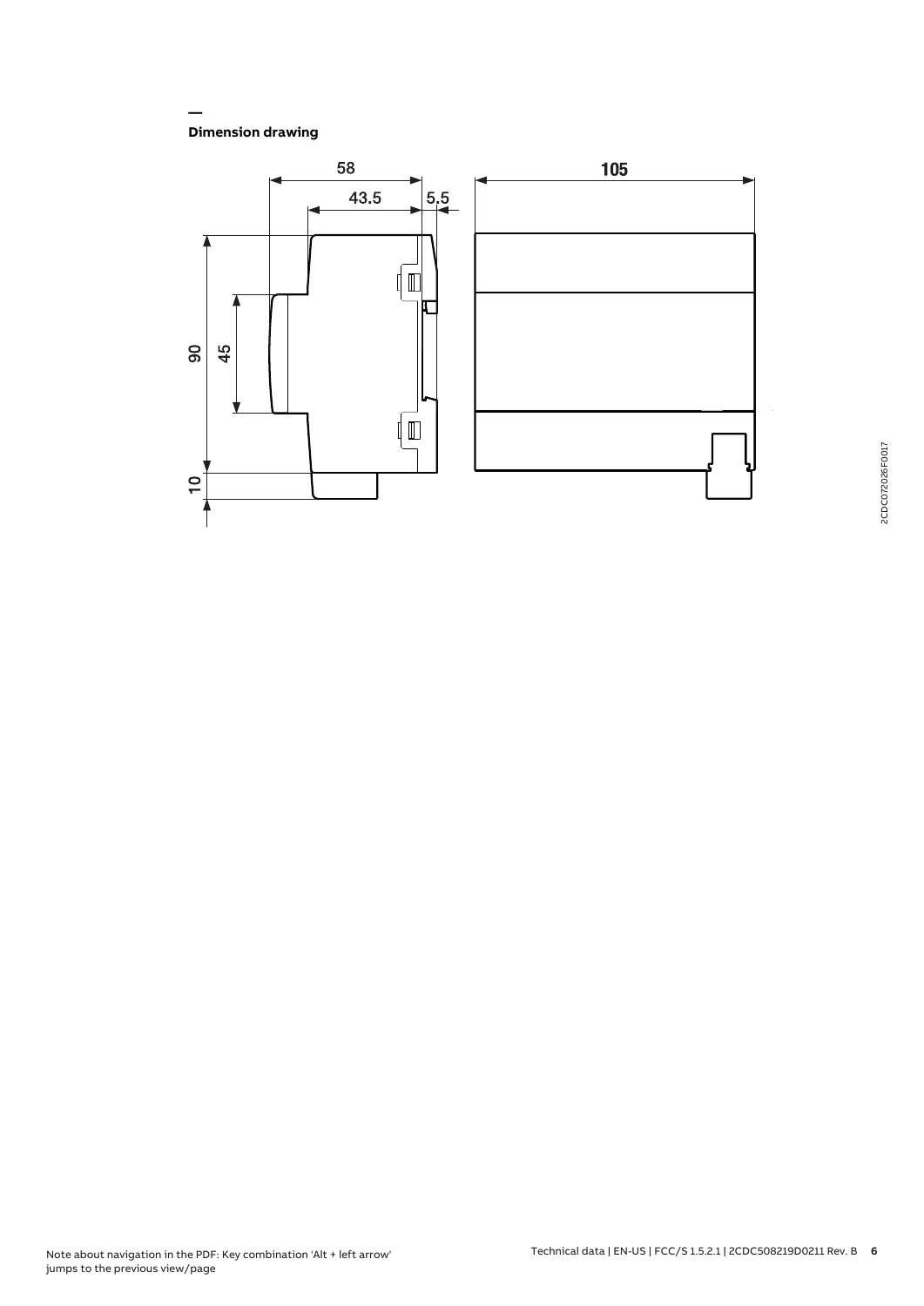—
**Dimension drawing**

Note about navigation in the PDF: Key combination 'Alt + left arrow' jumps to the previous view/page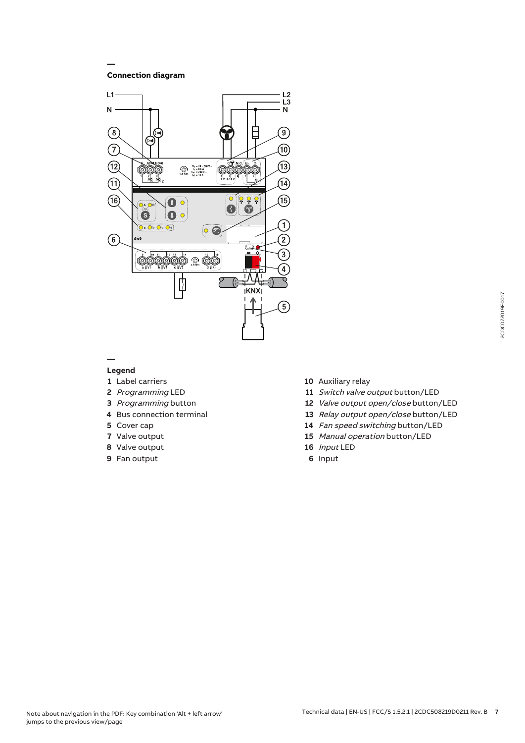## Connection diagram

## Legend

**1** Label carriers

**2** *Programming* LED

**3** *Programming* button

**4** Bus connection terminal

**5** Cover cap

**7** Valve output

**8** Valve output

**9** Fan output

**10** Auxiliary relay

**11** *Switch valve output* button/LED

**12** *Valve output open/close* button/LED

**13** *Relay output open/close* button/LED

**14** *Fan speed switching* button/LED

**15** *Manual operation* button/LED

**16** *Input* LED

**6** Input

Note about navigation in the PDF: Key combination 'Alt + left arrow' jumps to the previous view/page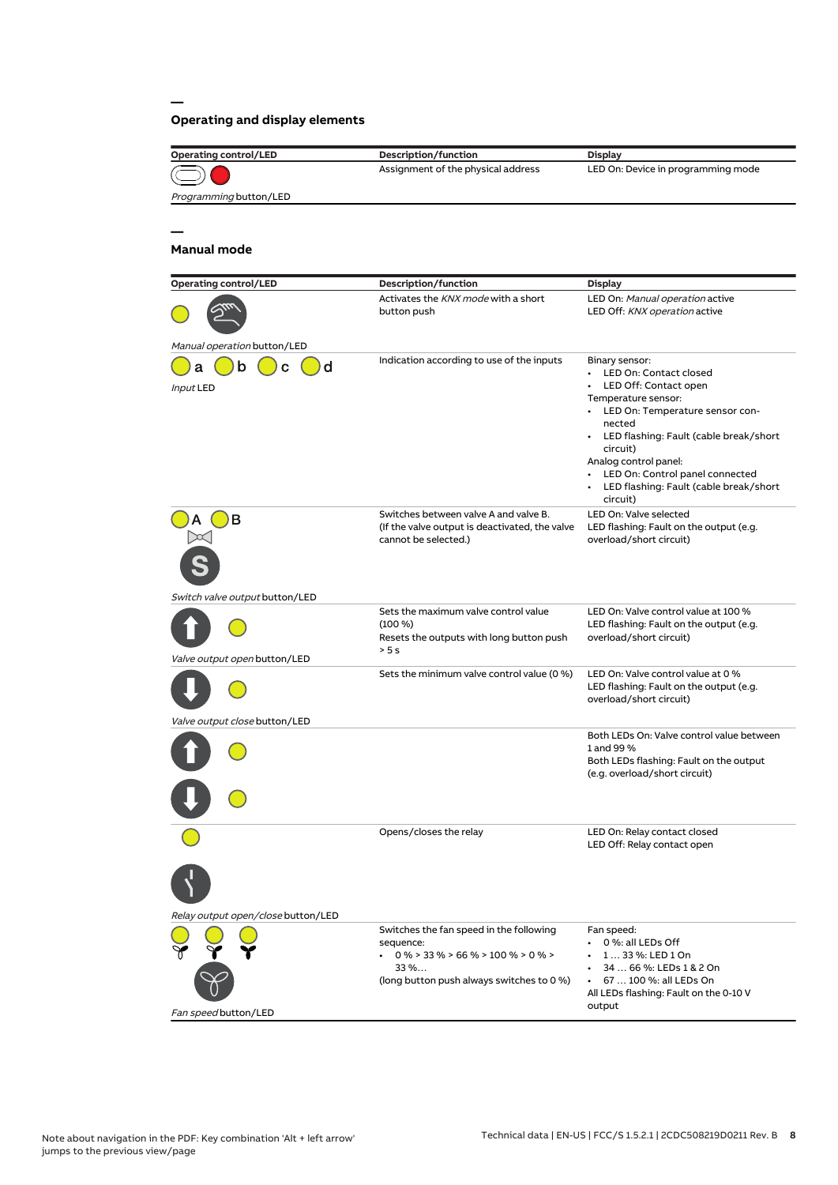## Operating and display elements

| Operating control/LED | Description/function | Display |
|---|---|---|
| *Programming* button/LED | Assignment of the physical address | LED On: Device in programming mode |

## Manual mode

| Operating control/LED | Description/function | Display |
|---|---|---|
| *Manual operation* button/LED | Activates the *KNX mode* with a short button push | LED On: *Manual operation* active<br>LED Off: *KNX operation* active |
| a b c d<br>*Input* LED | Indication according to use of the inputs | Binary sensor:<br>• LED On: Contact closed<br>• LED Off: Contact open<br>Temperature sensor:<br>• LED On: Temperature sensor connected<br>• LED flashing: Fault (cable break/short circuit)<br>Analog control panel:<br>• LED On: Control panel connected<br>• LED flashing: Fault (cable break/short circuit) |
| A B<br>*Switch valve output* button/LED | Switches between valve A and valve B.<br>(If the valve output is deactivated, the valve cannot be selected.) | LED On: Valve selected<br>LED flashing: Fault on the output (e.g. overload/short circuit) |
| *Valve output open* button/LED | Sets the maximum valve control value (100 %)<br>Resets the outputs with long button push > 5 s | LED On: Valve control value at 100 %<br>LED flashing: Fault on the output (e.g. overload/short circuit) |
| *Valve output close* button/LED | Sets the minimum valve control value (0 %) | LED On: Valve control value at 0 %<br>LED flashing: Fault on the output (e.g. overload/short circuit) |
| | | Both LEDs On: Valve control value between 1 and 99 %<br>Both LEDs flashing: Fault on the output (e.g. overload/short circuit) |
| *Relay output open/close* button/LED | Opens/closes the relay | LED On: Relay contact closed<br>LED Off: Relay contact open |
| *Fan speed* button/LED | Switches the fan speed in the following sequence:<br>• 0 % > 33 % > 66 % > 100 % > 0 % > 33 %…<br>(long button push always switches to 0 %) | Fan speed:<br>• 0 %: all LEDs Off<br>• 1 … 33 %: LED 1 On<br>• 34 … 66 %: LEDs 1 & 2 On<br>• 67 … 100 %: all LEDs On<br>All LEDs flashing: Fault on the 0-10 V output |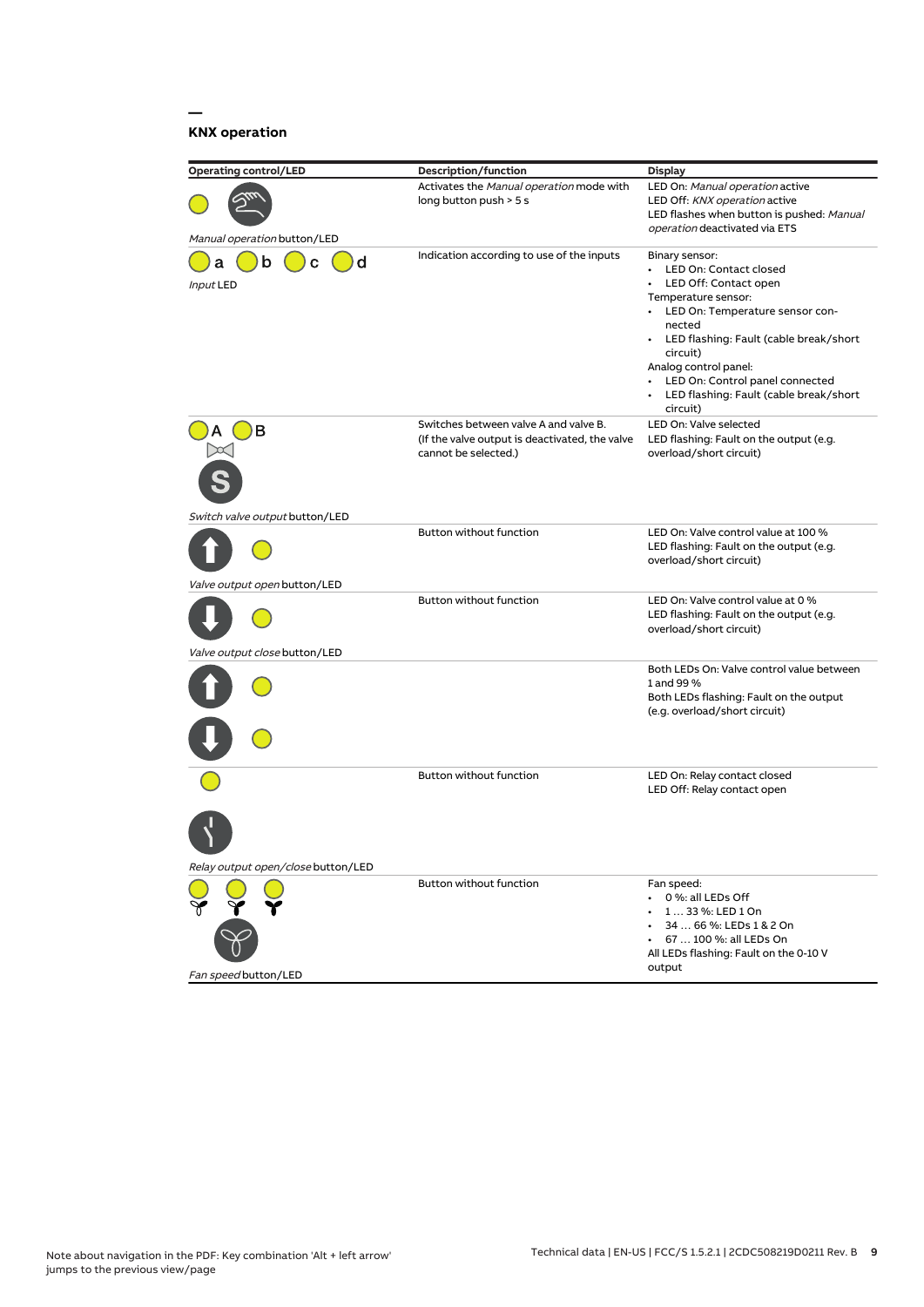## KNX operation

| Operating control/LED | Description/function | Display |
|---|---|---|
| *Manual operation* button/LED | Activates the *Manual operation* mode with long button push > 5 s | LED On: *Manual operation* active<br>LED Off: *KNX operation* active<br>LED flashes when button is pushed: *Manual operation* deactivated via ETS |
| a b c d<br>*Input* LED | Indication according to use of the inputs | Binary sensor:<br>• LED On: Contact closed<br>• LED Off: Contact open<br>Temperature sensor:<br>• LED On: Temperature sensor connected<br>• LED flashing: Fault (cable break/short circuit)<br>Analog control panel:<br>• LED On: Control panel connected<br>• LED flashing: Fault (cable break/short circuit) |
| A B<br>*Switch valve output* button/LED | Switches between valve A and valve B.<br>(If the valve output is deactivated, the valve cannot be selected.) | LED On: Valve selected<br>LED flashing: Fault on the output (e.g. overload/short circuit) |
| *Valve output open* button/LED | Button without function | LED On: Valve control value at 100 %<br>LED flashing: Fault on the output (e.g. overload/short circuit) |
| *Valve output close* button/LED | Button without function | LED On: Valve control value at 0 %<br>LED flashing: Fault on the output (e.g. overload/short circuit) |
| | | Both LEDs On: Valve control value between 1 and 99 %<br>Both LEDs flashing: Fault on the output (e.g. overload/short circuit) |
| *Relay output open/close* button/LED | Button without function | LED On: Relay contact closed<br>LED Off: Relay contact open |
| *Fan speed* button/LED | Button without function | Fan speed:<br>• 0 %: all LEDs Off<br>• 1 … 33 %: LED 1 On<br>• 34 … 66 %: LEDs 1 & 2 On<br>• 67 … 100 %: all LEDs On<br>All LEDs flashing: Fault on the 0-10 V output |

Note about navigation in the PDF: Key combination 'Alt + left arrow' jumps to the previous view/page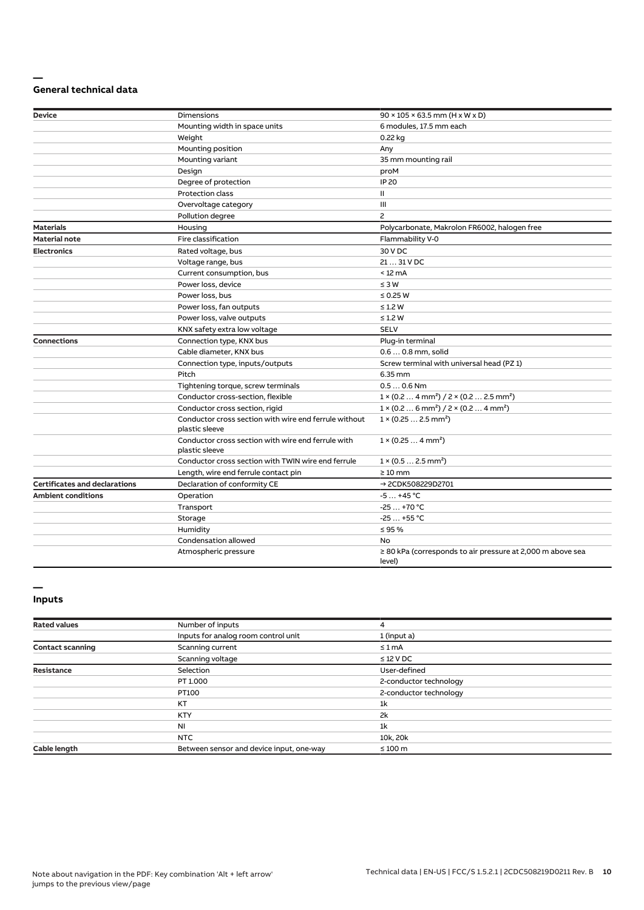## General technical data

| | | |
|---|---|---|
| **Device** | Dimensions | 90 × 105 × 63.5 mm (H x W x D) |
| | Mounting width in space units | 6 modules, 17.5 mm each |
| | Weight | 0.22 kg |
| | Mounting position | Any |
| | Mounting variant | 35 mm mounting rail |
| | Design | proM |
| | Degree of protection | IP 20 |
| | Protection class | II |
| | Overvoltage category | III |
| | Pollution degree | 2 |
| **Materials** | Housing | Polycarbonate, Makrolon FR6002, halogen free |
| **Material note** | Fire classification | Flammability V-0 |
| **Electronics** | Rated voltage, bus | 30 V DC |
| | Voltage range, bus | 21 … 31 V DC |
| | Current consumption, bus | < 12 mA |
| | Power loss, device | ≤ 3 W |
| | Power loss, bus | ≤ 0.25 W |
| | Power loss, fan outputs | ≤ 1.2 W |
| | Power loss, valve outputs | ≤ 1.2 W |
| | KNX safety extra low voltage | SELV |
| **Connections** | Connection type, KNX bus | Plug-in terminal |
| | Cable diameter, KNX bus | 0.6 … 0.8 mm, solid |
| | Connection type, inputs/outputs | Screw terminal with universal head (PZ 1) |
| | Pitch | 6.35 mm |
| | Tightening torque, screw terminals | 0.5 … 0.6 Nm |
| | Conductor cross-section, flexible | 1 × (0.2 … 4 mm²) / 2 × (0.2 … 2.5 mm²) |
| | Conductor cross section, rigid | 1 × (0.2 … 6 mm²) / 2 × (0.2 … 4 mm²) |
| | Conductor cross section with wire end ferrule without plastic sleeve | 1 × (0.25 … 2.5 mm²) |
| | Conductor cross section with wire end ferrule with plastic sleeve | 1 × (0.25 … 4 mm²) |
| | Conductor cross section with TWIN wire end ferrule | 1 × (0.5 … 2.5 mm²) |
| | Length, wire end ferrule contact pin | ≥ 10 mm |
| **Certificates and declarations** | Declaration of conformity CE | → 2CDK508229D2701 |
| **Ambient conditions** | Operation | -5 … +45 °C |
| | Transport | -25 … +70 °C |
| | Storage | -25 … +55 °C |
| | Humidity | ≤ 95 % |
| | Condensation allowed | No |
| | Atmospheric pressure | ≥ 80 kPa (corresponds to air pressure at 2,000 m above sea level) |

## Inputs

| | | |
|---|---|---|
| **Rated values** | Number of inputs | 4 |
| | Inputs for analog room control unit | 1 (input a) |
| **Contact scanning** | Scanning current | ≤ 1 mA |
| | Scanning voltage | ≤ 12 V DC |
| **Resistance** | Selection | User-defined |
| | PT 1.000 | 2-conductor technology |
| | PT100 | 2-conductor technology |
| | KT | 1k |
| | KTY | 2k |
| | NI | 1k |
| | NTC | 10k, 20k |
| **Cable length** | Between sensor and device input, one-way | ≤ 100 m |

Note about navigation in the PDF: Key combination 'Alt + left arrow' jumps to the previous view/page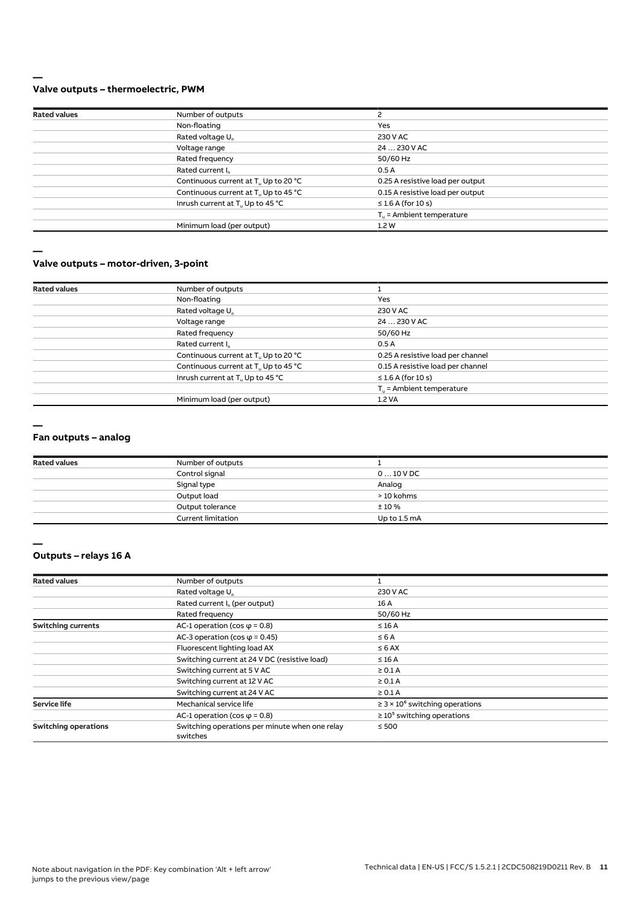## Valve outputs – thermoelectric, PWM

| Rated values | Number of outputs | 2 |
|---|---|---|
| | Non-floating | Yes |
| | Rated voltage $U_n$ | 230 V AC |
| | Voltage range | 24 … 230 V AC |
| | Rated frequency | 50/60 Hz |
| | Rated current $I_n$ | 0.5 A |
| | Continuous current at $T_u$ Up to 20 °C | 0.25 A resistive load per output |
| | Continuous current at $T_u$ Up to 45 °C | 0.15 A resistive load per output |
| | Inrush current at $T_u$ Up to 45 °C | ≤ 1.6 A (for 10 s) |
| | | $T_u$ = Ambient temperature |
| | Minimum load (per output) | 1.2 W |

## Valve outputs – motor-driven, 3-point

| Rated values | Number of outputs | 1 |
|---|---|---|
| | Non-floating | Yes |
| | Rated voltage $U_n$ | 230 V AC |
| | Voltage range | 24 … 230 V AC |
| | Rated frequency | 50/60 Hz |
| | Rated current $I_n$ | 0.5 A |
| | Continuous current at $T_u$ Up to 20 °C | 0.25 A resistive load per channel |
| | Continuous current at $T_u$ Up to 45 °C | 0.15 A resistive load per channel |
| | Inrush current at $T_u$ Up to 45 °C | ≤ 1.6 A (for 10 s) |
| | | $T_u$ = Ambient temperature |
| | Minimum load (per output) | 1.2 VA |

## Fan outputs – analog

| Rated values | Number of outputs | 1 |
|---|---|---|
| | Control signal | 0 … 10 V DC |
| | Signal type | Analog |
| | Output load | > 10 kohms |
| | Output tolerance | ± 10 % |
| | Current limitation | Up to 1.5 mA |

## Outputs – relays 16 A

| Rated values | Number of outputs | 1 |
|---|---|---|
| | Rated voltage $U_n$ | 230 V AC |
| | Rated current $I_n$ (per output) | 16 A |
| | Rated frequency | 50/60 Hz |
| **Switching currents** | AC-1 operation (cos φ = 0.8) | ≤ 16 A |
| | AC-3 operation (cos φ = 0.45) | ≤ 6 A |
| | Fluorescent lighting load AX | ≤ 6 AX |
| | Switching current at 24 V DC (resistive load) | ≤ 16 A |
| | Switching current at 5 V AC | ≥ 0.1 A |
| | Switching current at 12 V AC | ≥ 0.1 A |
| | Switching current at 24 V AC | ≥ 0.1 A |
| **Service life** | Mechanical service life | ≥ $3 \times 10^6$ switching operations |
| | AC-1 operation (cos φ = 0.8) | ≥ $10^5$ switching operations |
| **Switching operations** | Switching operations per minute when one relay switches | ≤ 500 |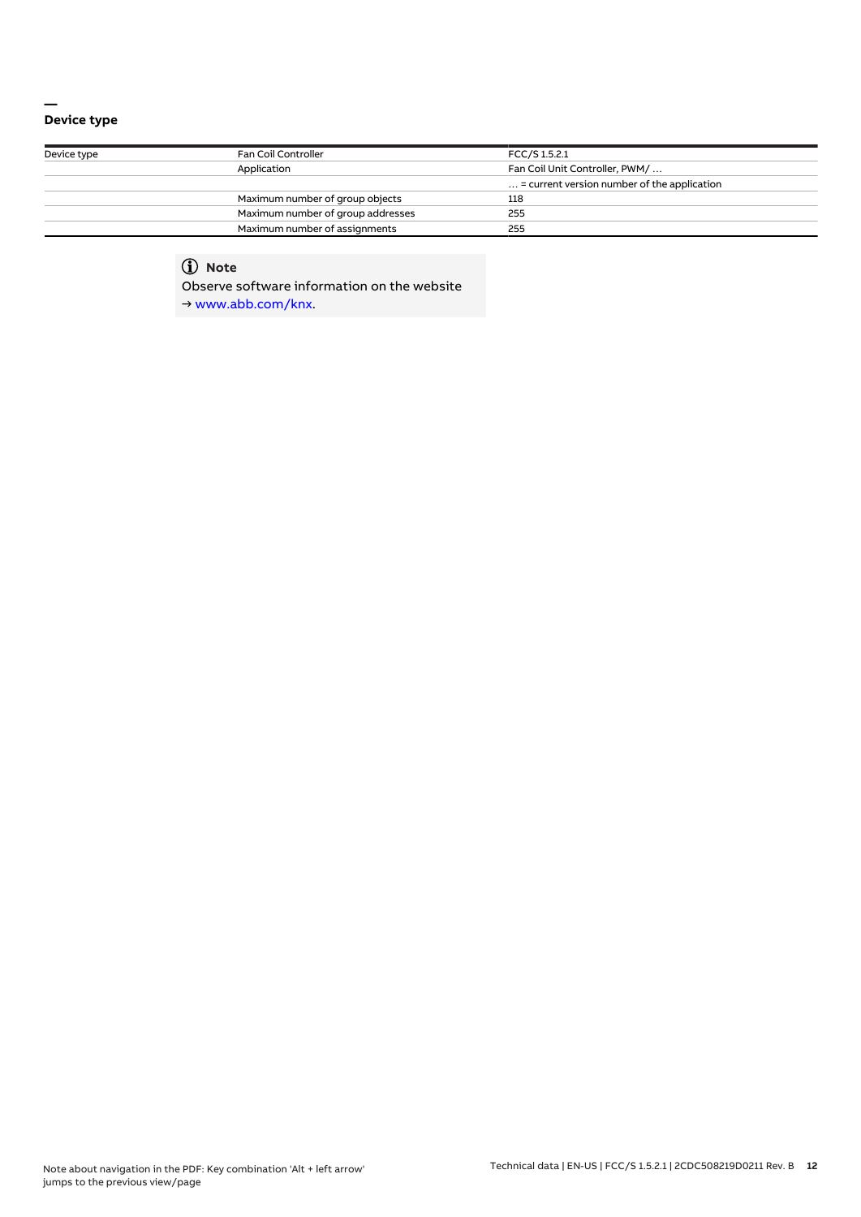## Device type

| Device type | Fan Coil Controller | FCC/S 1.5.2.1 |
|---|---|---|
| | Application | Fan Coil Unit Controller, PWM/ … |
| | | … = current version number of the application |
| | Maximum number of group objects | 118 |
| | Maximum number of group addresses | 255 |
| | Maximum number of assignments | 255 |

> **Note**
>
> Observe software information on the website
> → www.abb.com/knx.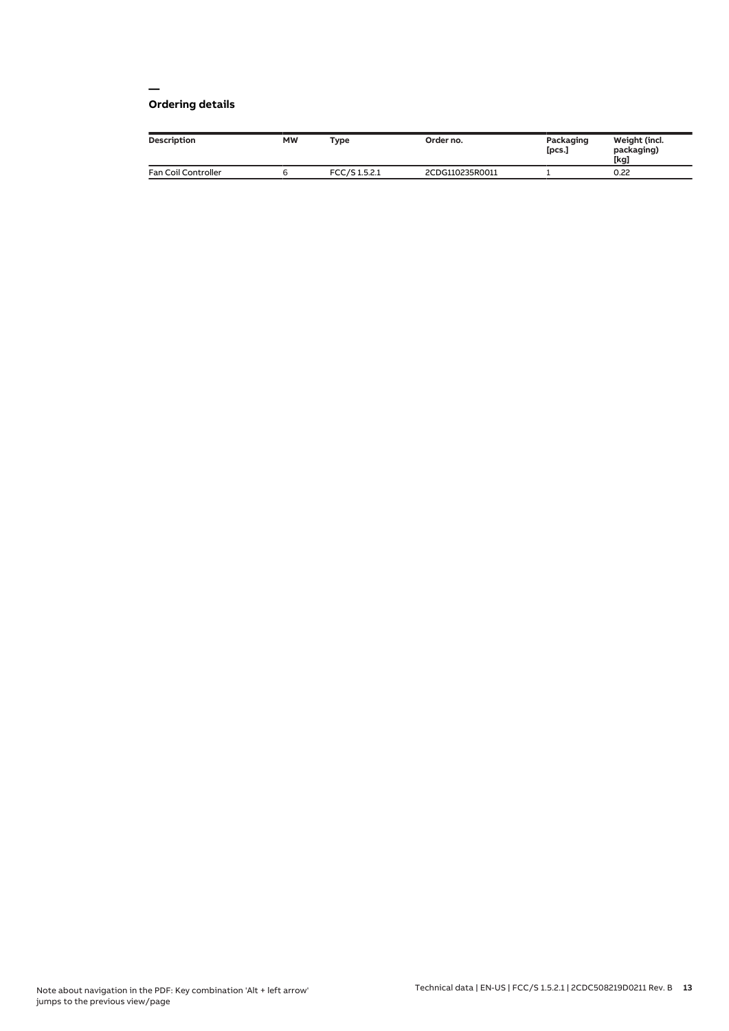## Ordering details

| Description | MW | Type | Order no. | Packaging [pcs.] | Weight (incl. packaging) [kg] |
|---|---|---|---|---|---|
| Fan Coil Controller | 6 | FCC/S 1.5.2.1 | 2CDG110235R0011 | 1 | 0.22 |

Note about navigation in the PDF: Key combination 'Alt + left arrow' jumps to the previous view/page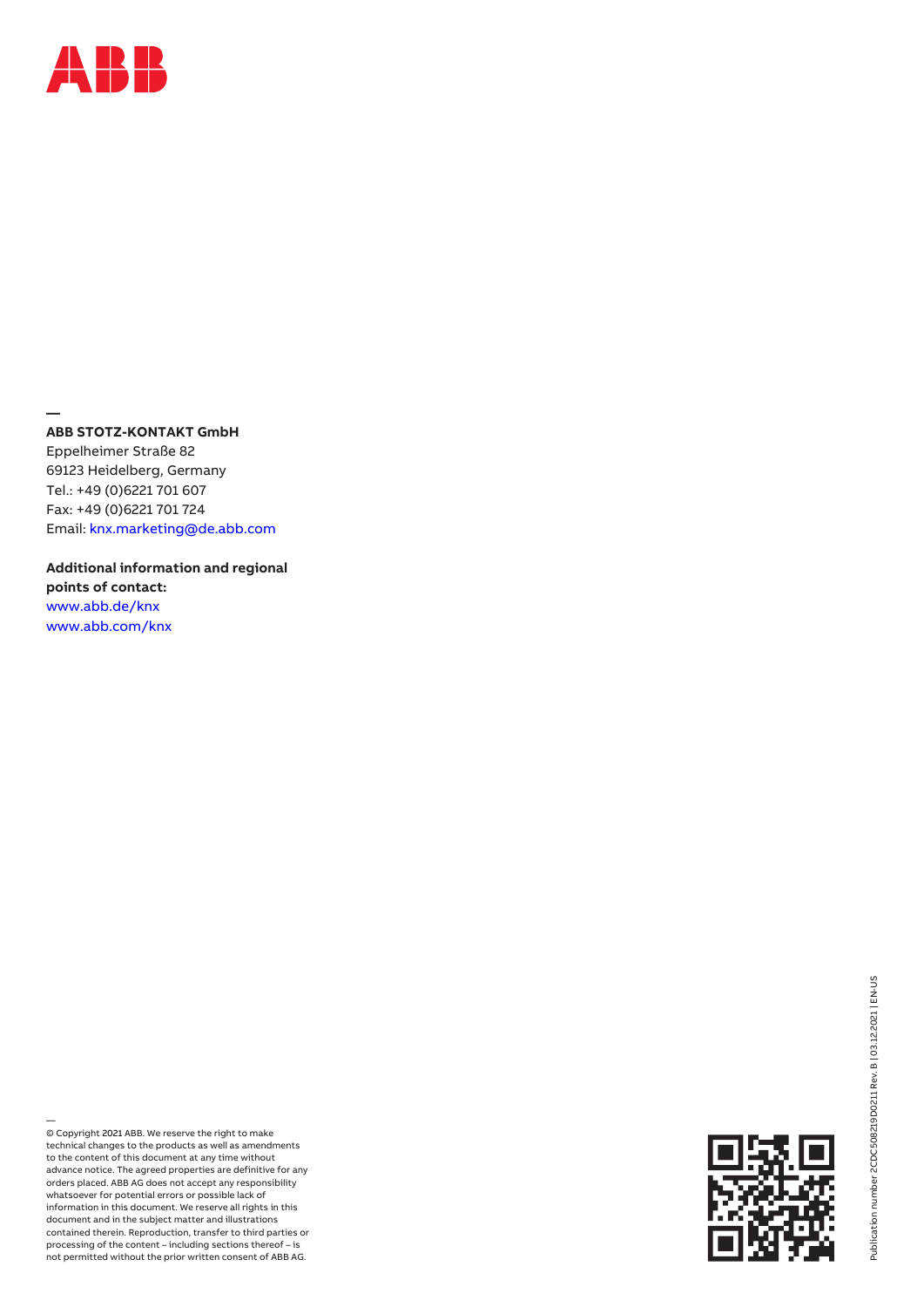—

**ABB STOTZ-KONTAKT GmbH**
Eppelheimer Straße 82
69123 Heidelberg, Germany
Tel.: +49 (0)6221 701 607
Fax: +49 (0)6221 701 724
Email: knx.marketing@de.abb.com

**Additional information and regional points of contact:**
www.abb.de/knx
www.abb.com/knx

—
© Copyright 2021 ABB. We reserve the right to make technical changes to the products as well as amendments to the content of this document at any time without advance notice. The agreed properties are definitive for any orders placed. ABB AG does not accept any responsibility whatsoever for potential errors or possible lack of information in this document. We reserve all rights in this document and in the subject matter and illustrations contained therein. Reproduction, transfer to third parties or processing of the content – including sections thereof – is not permitted without the prior written consent of ABB AG.

Publication number 2CDC508219D0211 Rev. B | 03.12.2021 | EN-US